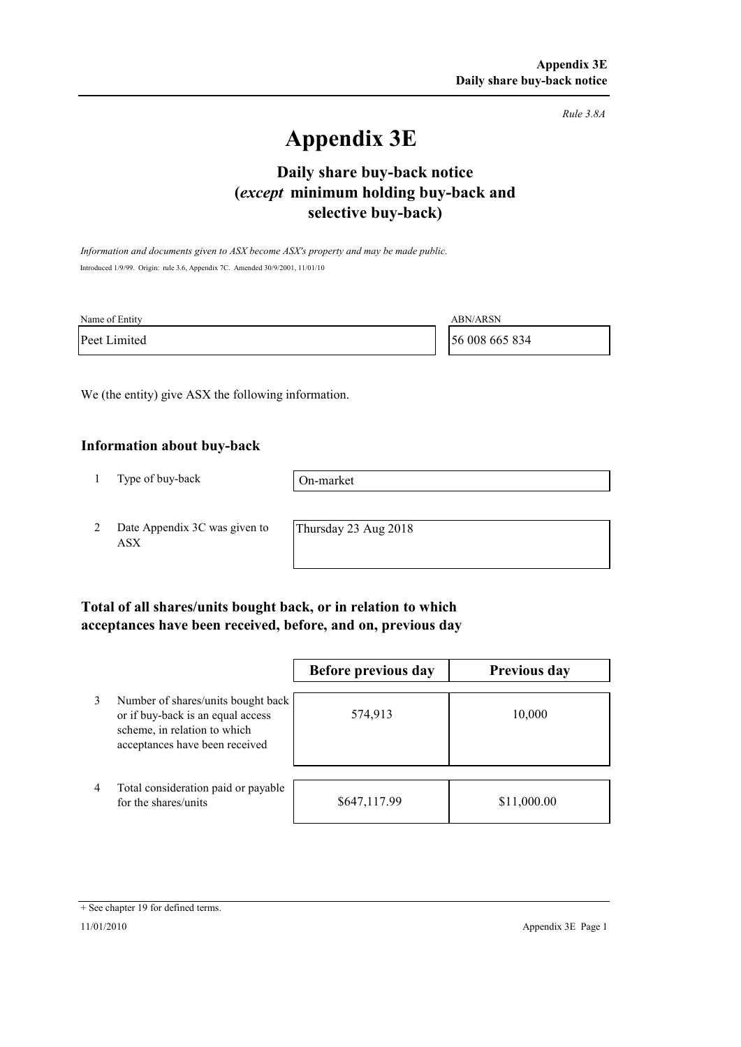*Rule 3.8A*

# Appendix 3E

## Daily share buy-back notice (*except* minimum holding buy-back and selective buy-back)

*Information and documents given to ASX become ASX's property and may be made public.*

Introduced 1/9/99. Origin: rule 3.6, Appendix 7C. Amended 30/9/2001, 11/01/10

| Name of Entity | ABN/ARSN |
|---|---|
| Peet Limited | 56 008 665 834 |

We (the entity) give ASX the following information.

### Information about buy-back

| | | |
|---|---|---|
| 1 | Type of buy-back | On-market |
| 2 | Date Appendix 3C was given to ASX | Thursday 23 Aug 2018 |

### Total of all shares/units bought back, or in relation to which acceptances have been received, before, and on, previous day

| | | Before previous day | Previous day |
|---|---|---|---|
| 3 | Number of shares/units bought back or if buy-back is an equal access scheme, in relation to which acceptances have been received | 574,913 | 10,000 |
| 4 | Total consideration paid or payable for the shares/units | $647,117.99 | $11,000.00 |

+ See chapter 19 for defined terms.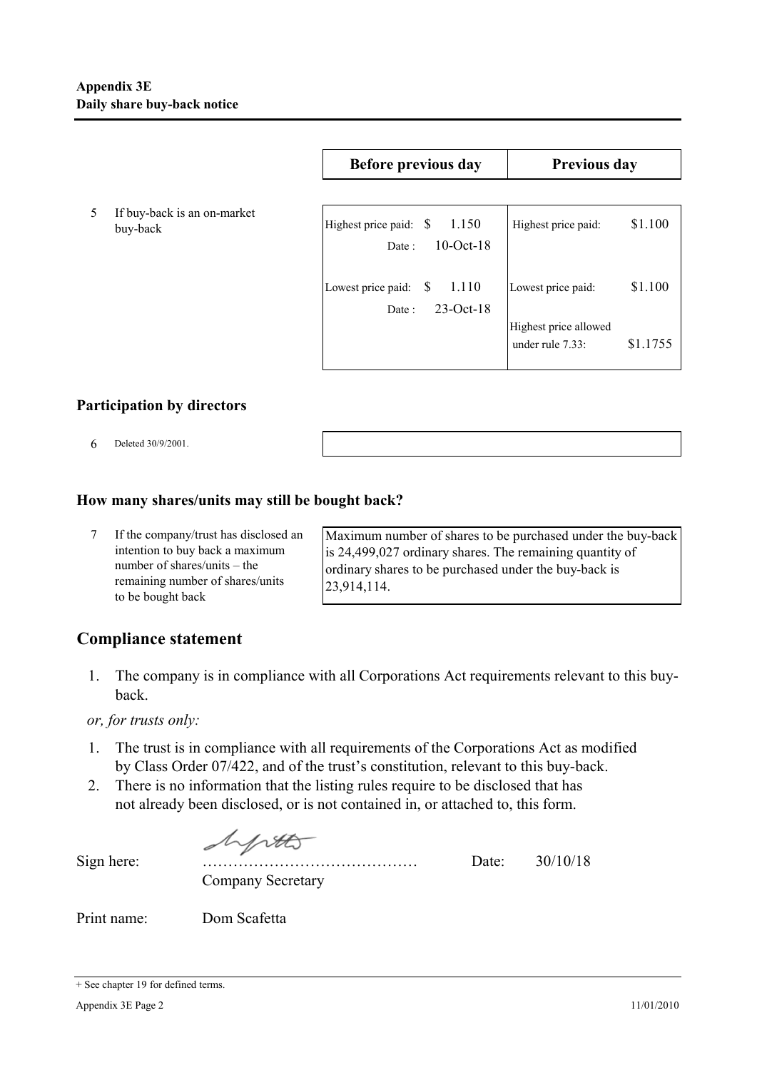**Appendix 3E**
**Daily share buy-back notice**

| | Before previous day | Previous day |
|---|---|---|
| 5 If buy-back is an on-market buy-back | Highest price paid: $ 1.150<br>Date : 10-Oct-18<br><br>Lowest price paid: $ 1.110<br>Date : 23-Oct-18 | Highest price paid: $1.100<br><br>Lowest price paid: $1.100<br><br>Highest price allowed under rule 7.33: $1.1755 |

## Participation by directors

| | |
|---|---|
| 6 Deleted 30/9/2001. | |

## How many shares/units may still be bought back?

| | |
|---|---|
| 7 If the company/trust has disclosed an intention to buy back a maximum number of shares/units – the remaining number of shares/units to be bought back | Maximum number of shares to be purchased under the buy-back is 24,499,027 ordinary shares. The remaining quantity of ordinary shares to be purchased under the buy-back is 23,914,114. |

## Compliance statement

1. The company is in compliance with all Corporations Act requirements relevant to this buy-back.

*or, for trusts only:*

1. The trust is in compliance with all requirements of the Corporations Act as modified by Class Order 07/422, and of the trust's constitution, relevant to this buy-back.
2. There is no information that the listing rules require to be disclosed that has not already been disclosed, or is not contained in, or attached to, this form.

Sign here: …………………………………… Date: 30/10/18
Company Secretary

Print name: Dom Scafetta

+ See chapter 19 for defined terms.